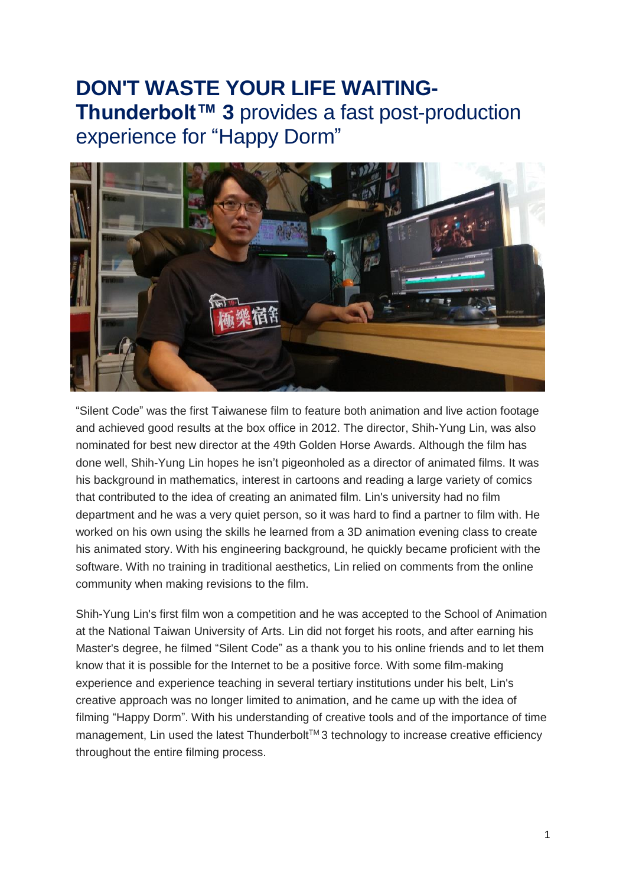# **DON'T WASTE YOUR LIFE WAITING- Thunderbolt™ 3** provides a fast post-production experience for "Happy Dorm"

"Silent Code" was the first Taiwanese film to feature both animation and live action footage and achieved good results at the box office in 2012. The director, Shih-Yung Lin, was also nominated for best new director at the 49th Golden Horse Awards. Although the film has done well, Shih-Yung Lin hopes he isn't pigeonholed as a director of animated films. It was his background in mathematics, interest in cartoons and reading a large variety of comics that contributed to the idea of creating an animated film. Lin's university had no film department and he was a very quiet person, so it was hard to find a partner to film with. He worked on his own using the skills he learned from a 3D animation evening class to create his animated story. With his engineering background, he quickly became proficient with the software. With no training in traditional aesthetics, Lin relied on comments from the online community when making revisions to the film.

Shih-Yung Lin's first film won a competition and he was accepted to the School of Animation at the National Taiwan University of Arts. Lin did not forget his roots, and after earning his Master's degree, he filmed "Silent Code" as a thank you to his online friends and to let them know that it is possible for the Internet to be a positive force. With some film-making experience and experience teaching in several tertiary institutions under his belt, Lin's creative approach was no longer limited to animation, and he came up with the idea of filming "Happy Dorm". With his understanding of creative tools and of the importance of time management, Lin used the latest Thunderbolt™ 3 technology to increase creative efficiency throughout the entire filming process.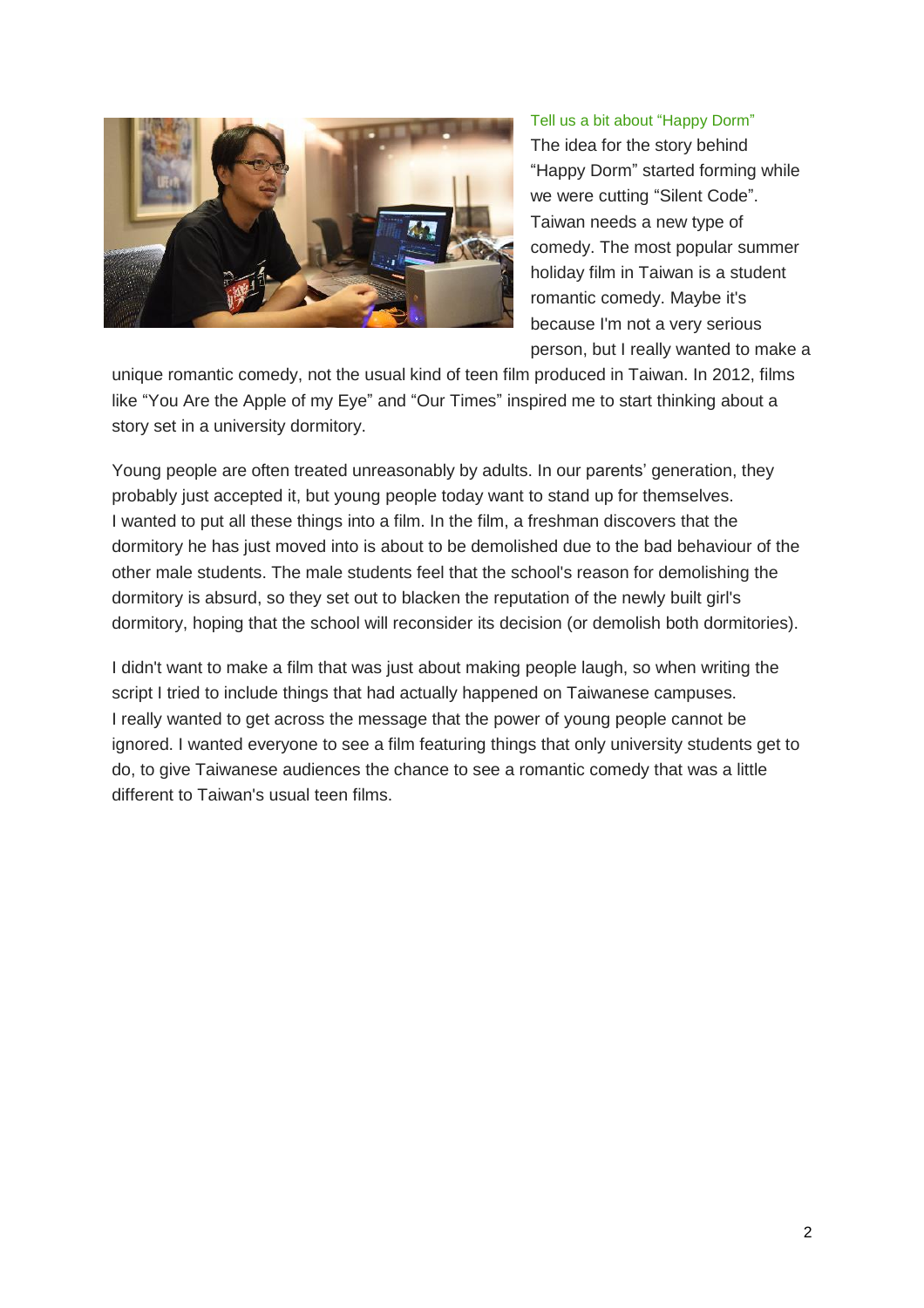### Tell us a bit about "Happy Dorm"

The idea for the story behind "Happy Dorm" started forming while we were cutting "Silent Code". Taiwan needs a new type of comedy. The most popular summer holiday film in Taiwan is a student romantic comedy. Maybe it's because I'm not a very serious person, but I really wanted to make a unique romantic comedy, not the usual kind of teen film produced in Taiwan. In 2012, films like "You Are the Apple of my Eye" and "Our Times" inspired me to start thinking about a story set in a university dormitory.

Young people are often treated unreasonably by adults. In our parents' generation, they probably just accepted it, but young people today want to stand up for themselves. I wanted to put all these things into a film. In the film, a freshman discovers that the dormitory he has just moved into is about to be demolished due to the bad behaviour of the other male students. The male students feel that the school's reason for demolishing the dormitory is absurd, so they set out to blacken the reputation of the newly built girl's dormitory, hoping that the school will reconsider its decision (or demolish both dormitories).

I didn't want to make a film that was just about making people laugh, so when writing the script I tried to include things that had actually happened on Taiwanese campuses. I really wanted to get across the message that the power of young people cannot be ignored. I wanted everyone to see a film featuring things that only university students get to do, to give Taiwanese audiences the chance to see a romantic comedy that was a little different to Taiwan's usual teen films.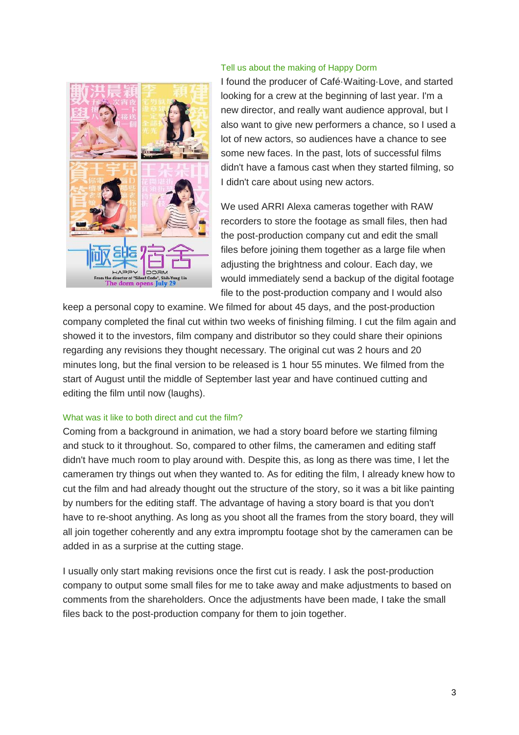Tell us about the making of Happy Dorm

I found the producer of Café·Waiting·Love, and started looking for a crew at the beginning of last year. I'm a new director, and really want audience approval, but I also want to give new performers a chance, so I used a lot of new actors, so audiences have a chance to see some new faces. In the past, lots of successful films didn't have a famous cast when they started filming, so I didn't care about using new actors.

We used ARRI Alexa cameras together with RAW recorders to store the footage as small files, then had the post-production company cut and edit the small files before joining them together as a large file when adjusting the brightness and colour. Each day, we would immediately send a backup of the digital footage file to the post-production company and I would also keep a personal copy to examine. We filmed for about 45 days, and the post-production company completed the final cut within two weeks of finishing filming. I cut the film again and showed it to the investors, film company and distributor so they could share their opinions regarding any revisions they thought necessary. The original cut was 2 hours and 20 minutes long, but the final version to be released is 1 hour 55 minutes. We filmed from the start of August until the middle of September last year and have continued cutting and editing the film until now (laughs).

What was it like to both direct and cut the film?

Coming from a background in animation, we had a story board before we starting filming and stuck to it throughout. So, compared to other films, the cameramen and editing staff didn't have much room to play around with. Despite this, as long as there was time, I let the cameramen try things out when they wanted to. As for editing the film, I already knew how to cut the film and had already thought out the structure of the story, so it was a bit like painting by numbers for the editing staff. The advantage of having a story board is that you don't have to re-shoot anything. As long as you shoot all the frames from the story board, they will all join together coherently and any extra impromptu footage shot by the cameramen can be added in as a surprise at the cutting stage.

I usually only start making revisions once the first cut is ready. I ask the post-production company to output some small files for me to take away and make adjustments to based on comments from the shareholders. Once the adjustments have been made, I take the small files back to the post-production company for them to join together.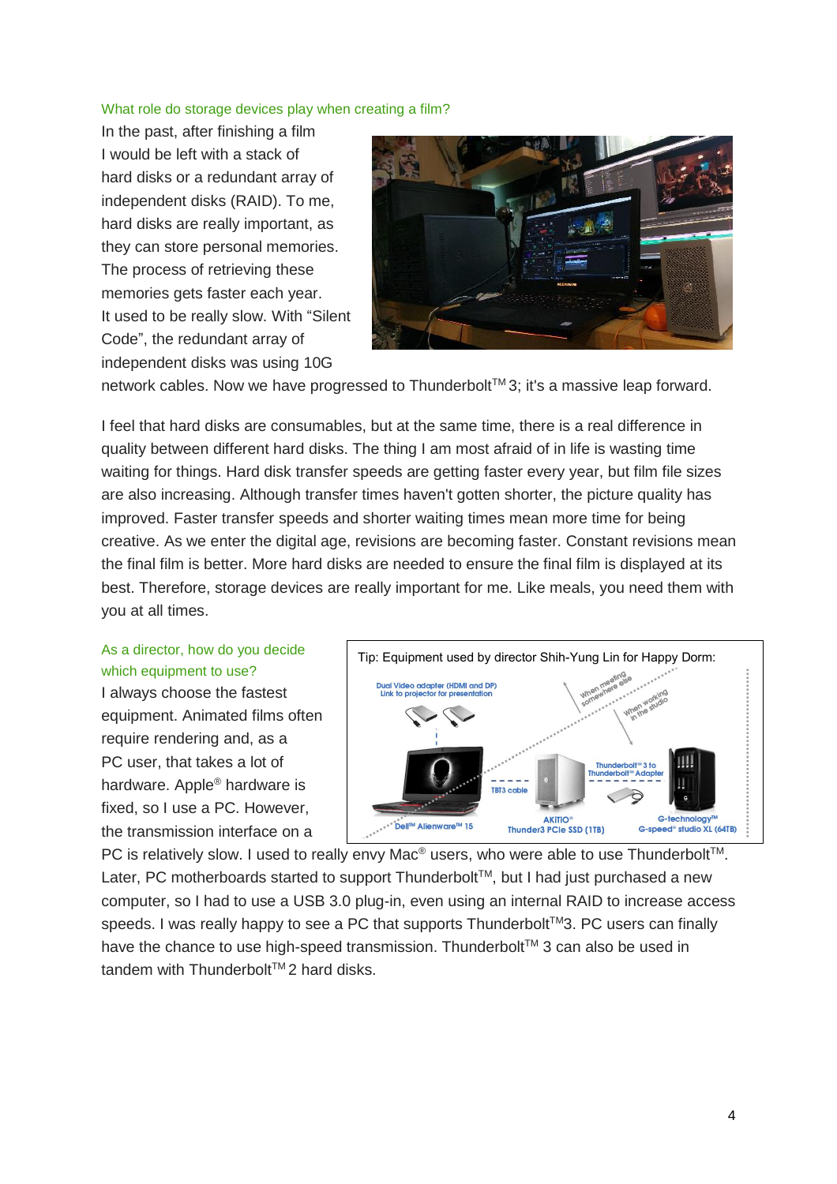### What role do storage devices play when creating a film?

In the past, after finishing a film I would be left with a stack of hard disks or a redundant array of independent disks (RAID). To me, hard disks are really important, as they can store personal memories. The process of retrieving these memories gets faster each year. It used to be really slow. With "Silent Code", the redundant array of independent disks was using 10G network cables. Now we have progressed to Thunderbolt™ 3; it's a massive leap forward.

I feel that hard disks are consumables, but at the same time, there is a real difference in quality between different hard disks. The thing I am most afraid of in life is wasting time waiting for things. Hard disk transfer speeds are getting faster every year, but film file sizes are also increasing. Although transfer times haven't gotten shorter, the picture quality has improved. Faster transfer speeds and shorter waiting times mean more time for being creative. As we enter the digital age, revisions are becoming faster. Constant revisions mean the final film is better. More hard disks are needed to ensure the final film is displayed at its best. Therefore, storage devices are really important for me. Like meals, you need them with you at all times.

### As a director, how do you decide which equipment to use?

I always choose the fastest equipment. Animated films often require rendering and, as a PC user, that takes a lot of hardware. Apple® hardware is fixed, so I use a PC. However, the transmission interface on a PC is relatively slow. I used to really envy Mac® users, who were able to use Thunderbolt™. Later, PC motherboards started to support Thunderbolt™, but I had just purchased a new computer, so I had to use a USB 3.0 plug-in, even using an internal RAID to increase access speeds. I was really happy to see a PC that supports Thunderbolt™3. PC users can finally have the chance to use high-speed transmission. Thunderbolt™ 3 can also be used in tandem with Thunderbolt™ 2 hard disks.

Tip: Equipment used by director Shih-Yung Lin for Happy Dorm:

Dual Video adapter (HDMI and DP) Link to projector for presentation

When meeting somewhere else

When working in the studio

Dell™ Alienware™ 15

TBT3 cable

AKiTiO® Thunder3 PCIe SSD (1TB)

Thunderbolt™ 3 to Thunderbolt™ Adapter

G-technology™ G-speed® studio XL (64TB)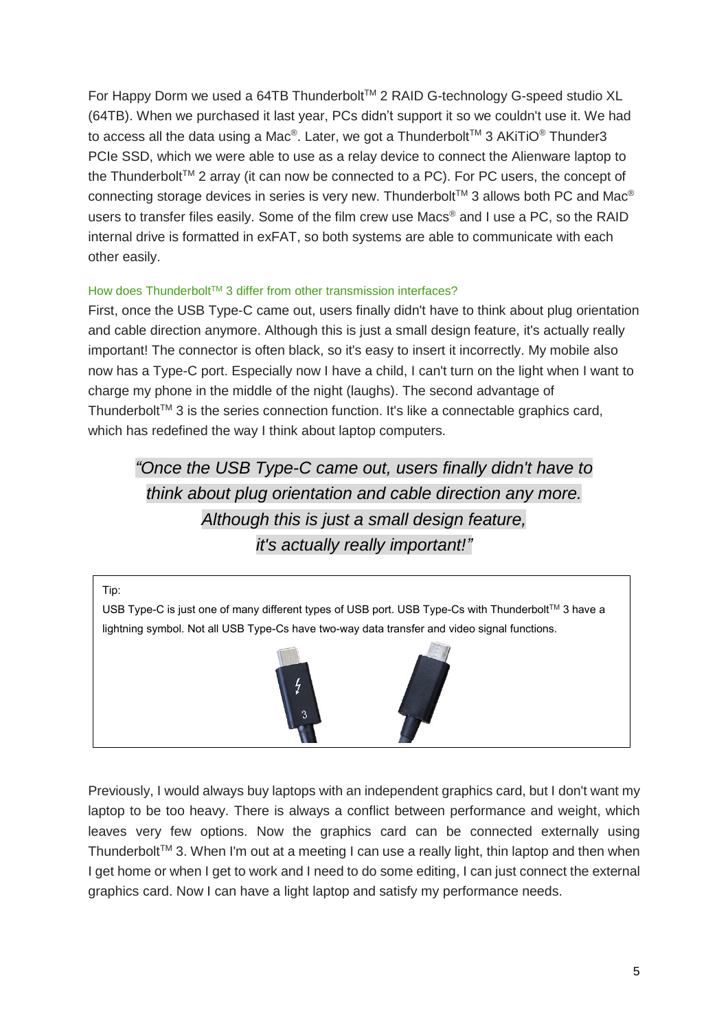For Happy Dorm we used a 64TB Thunderbolt™ 2 RAID G-technology G-speed studio XL (64TB). When we purchased it last year, PCs didn't support it so we couldn't use it. We had to access all the data using a Mac®. Later, we got a Thunderbolt™ 3 AKiTiO® Thunder3 PCIe SSD, which we were able to use as a relay device to connect the Alienware laptop to the Thunderbolt™ 2 array (it can now be connected to a PC). For PC users, the concept of connecting storage devices in series is very new. Thunderbolt™ 3 allows both PC and Mac® users to transfer files easily. Some of the film crew use Macs® and I use a PC, so the RAID internal drive is formatted in exFAT, so both systems are able to communicate with each other easily.

### How does Thunderbolt™ 3 differ from other transmission interfaces?

First, once the USB Type-C came out, users finally didn't have to think about plug orientation and cable direction anymore. Although this is just a small design feature, it's actually really important! The connector is often black, so it's easy to insert it incorrectly. My mobile also now has a Type-C port. Especially now I have a child, I can't turn on the light when I want to charge my phone in the middle of the night (laughs). The second advantage of Thunderbolt™ 3 is the series connection function. It's like a connectable graphics card, which has redefined the way I think about laptop computers.

> *"Once the USB Type-C came out, users finally didn't have to think about plug orientation and cable direction any more. Although this is just a small design feature, it's actually really important!"*

Tip:

USB Type-C is just one of many different types of USB port. USB Type-Cs with Thunderbolt™ 3 have a lightning symbol. Not all USB Type-Cs have two-way data transfer and video signal functions.

Previously, I would always buy laptops with an independent graphics card, but I don't want my laptop to be too heavy. There is always a conflict between performance and weight, which leaves very few options. Now the graphics card can be connected externally using Thunderbolt™ 3. When I'm out at a meeting I can use a really light, thin laptop and then when I get home or when I get to work and I need to do some editing, I can just connect the external graphics card. Now I can have a light laptop and satisfy my performance needs.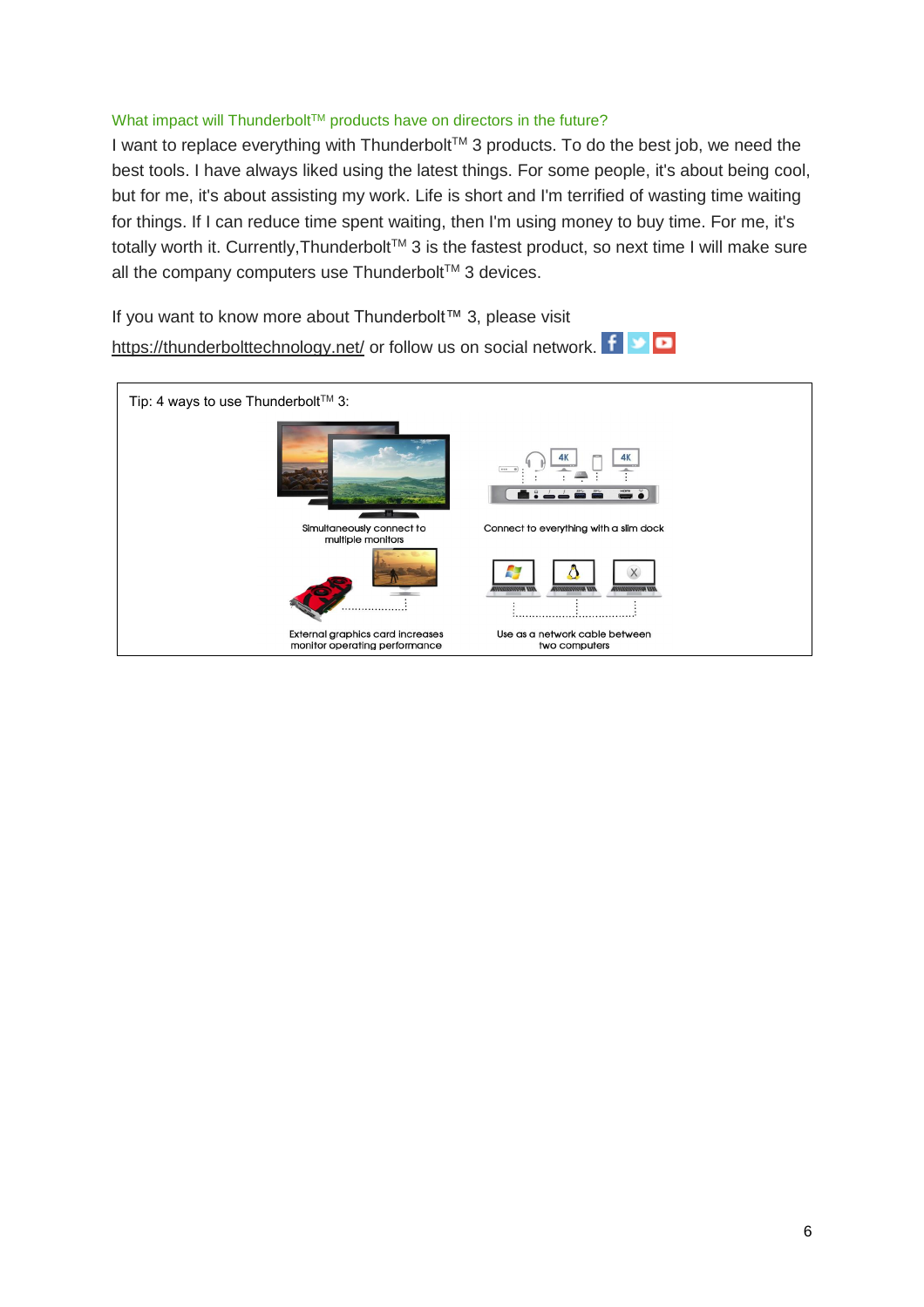### What impact will Thunderbolt™ products have on directors in the future?

I want to replace everything with Thunderbolt™ 3 products. To do the best job, we need the best tools. I have always liked using the latest things. For some people, it's about being cool, but for me, it's about assisting my work. Life is short and I'm terrified of wasting time waiting for things. If I can reduce time spent waiting, then I'm using money to buy time. For me, it's totally worth it. Currently,Thunderbolt™ 3 is the fastest product, so next time I will make sure all the company computers use Thunderbolt™ 3 devices.

If you want to know more about Thunderbolt™ 3, please visit https://thunderbolttechnology.net/ or follow us on social network.

Tip: 4 ways to use Thunderbolt™ 3:

Simultaneously connect to multiple monitors

Connect to everything with a slim dock

External graphics card increases monitor operating performance

Use as a network cable between two computers